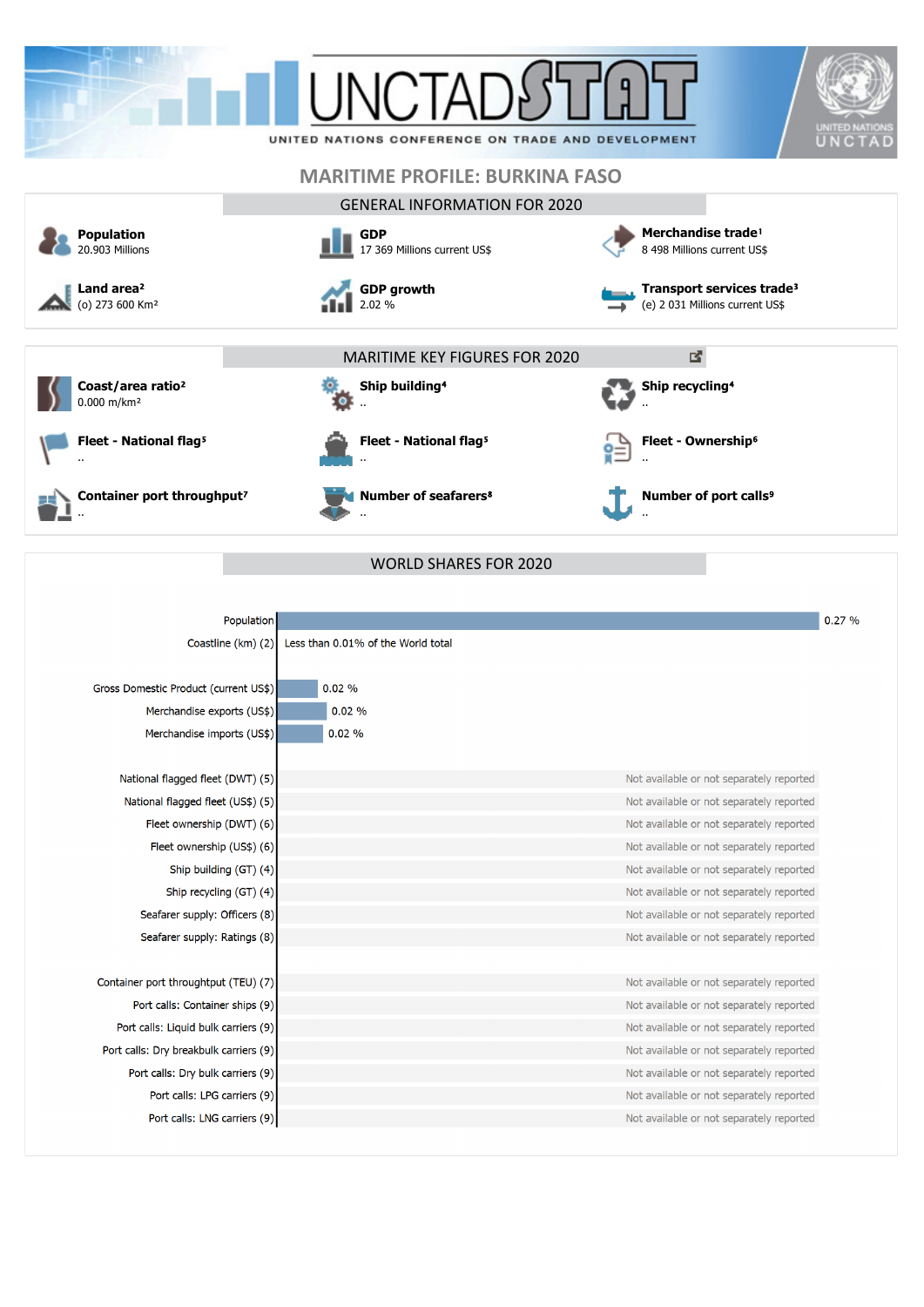# UNCTADSTAT

UNITED NATIONS CONFERENCE ON TRADE AND DEVELOPMENT

UNITED NATIONS UNCTAD

## MARITIME PROFILE: BURKINA FASO

### GENERAL INFORMATION FOR 2020

**Population**
20.903 Millions

**GDP**
17 369 Millions current US$

**Merchandise trade[1]**
8 498 Millions current US$

**Land area[2]**
(o) 273 600 Km²

**GDP growth**
2.02 %

**Transport services trade[3]**
(e) 2 031 Millions current US$

### MARITIME KEY FIGURES FOR 2020

**Coast/area ratio[2]**
0.000 m/km²

**Ship building[4]**
..

**Ship recycling[4]**
..

**Fleet - National flag[5]**
..

**Fleet - National flag[5]**
..

**Fleet - Ownership[6]**
..

**Container port throughput[7]**
..

**Number of seafarers[8]**
..

**Number of port calls[9]**
..

### WORLD SHARES FOR 2020

| Indicator | World share |
|---|---|
| Population | 0.27 % |
| Coastline (km) (2) | Less than 0.01% of the World total |
| Gross Domestic Product (current US$) | 0.02 % |
| Merchandise exports (US$) | 0.02 % |
| Merchandise imports (US$) | 0.02 % |
| National flagged fleet (DWT) (5) | Not available or not separately reported |
| National flagged fleet (US$) (5) | Not available or not separately reported |
| Fleet ownership (DWT) (6) | Not available or not separately reported |
| Fleet ownership (US$) (6) | Not available or not separately reported |
| Ship building (GT) (4) | Not available or not separately reported |
| Ship recycling (GT) (4) | Not available or not separately reported |
| Seafarer supply: Officers (8) | Not available or not separately reported |
| Seafarer supply: Ratings (8) | Not available or not separately reported |
| Container port throughtput (TEU) (7) | Not available or not separately reported |
| Port calls: Container ships (9) | Not available or not separately reported |
| Port calls: Liquid bulk carriers (9) | Not available or not separately reported |
| Port calls: Dry breakbulk carriers (9) | Not available or not separately reported |
| Port calls: Dry bulk carriers (9) | Not available or not separately reported |
| Port calls: LPG carriers (9) | Not available or not separately reported |
| Port calls: LNG carriers (9) | Not available or not separately reported |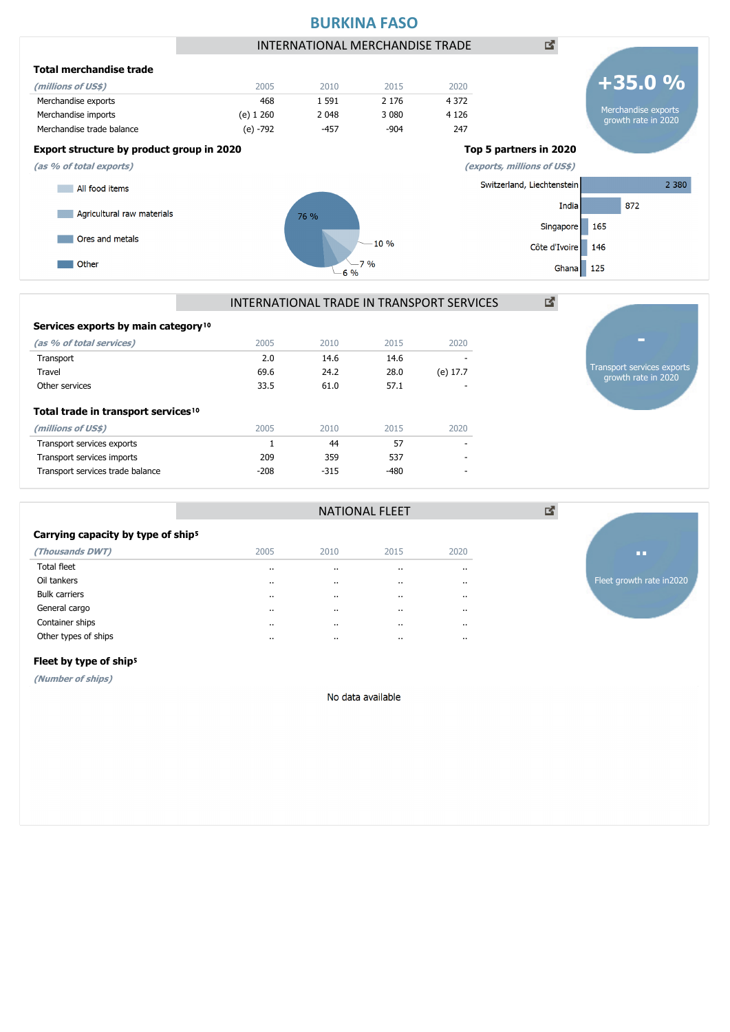# BURKINA FASO

## INTERNATIONAL MERCHANDISE TRADE

### Total merchandise trade

| *(millions of US$)* | 2005 | 2010 | 2015 | 2020 |
|---|---|---|---|---|
| Merchandise exports | 468 | 1 591 | 2 176 | 4 372 |
| Merchandise imports | (e) 1 260 | 2 048 | 3 080 | 4 126 |
| Merchandise trade balance | (e) -792 | -457 | -904 | 247 |

**+35.0 %**
Merchandise exports growth rate in 2020

### Export structure by product group in 2020

*(as % of total exports)*

- All food items
- Agricultural raw materials
- Ores and metals
- Other

76 %, 10 %, 7 %, 6 %

### Top 5 partners in 2020

*(exports, millions of US$)*

| Partner | Exports |
|---|---|
| Switzerland, Liechtenstein | 2 380 |
| India | 872 |
| Singapore | 165 |
| Côte d'Ivoire | 146 |
| Ghana | 125 |

## INTERNATIONAL TRADE IN TRANSPORT SERVICES

### Services exports by main category[10]

| *(as % of total services)* | 2005 | 2010 | 2015 | 2020 |
|---|---|---|---|---|
| Transport | 2.0 | 14.6 | 14.6 | - |
| Travel | 69.6 | 24.2 | 28.0 | (e) 17.7 |
| Other services | 33.5 | 61.0 | 57.1 | - |

**-**
Transport services exports growth rate in 2020

### Total trade in transport services[10]

| *(millions of US$)* | 2005 | 2010 | 2015 | 2020 |
|---|---|---|---|---|
| Transport services exports | 1 | 44 | 57 | - |
| Transport services imports | 209 | 359 | 537 | - |
| Transport services trade balance | -208 | -315 | -480 | - |

## NATIONAL FLEET

### Carrying capacity by type of ship[5]

| *(Thousands DWT)* | 2005 | 2010 | 2015 | 2020 |
|---|---|---|---|---|
| Total fleet | .. | .. | .. | .. |
| Oil tankers | .. | .. | .. | .. |
| Bulk carriers | .. | .. | .. | .. |
| General cargo | .. | .. | .. | .. |
| Container ships | .. | .. | .. | .. |
| Other types of ships | .. | .. | .. | .. |

**..**
Fleet growth rate in2020

### Fleet by type of ship[5]

*(Number of ships)*

No data available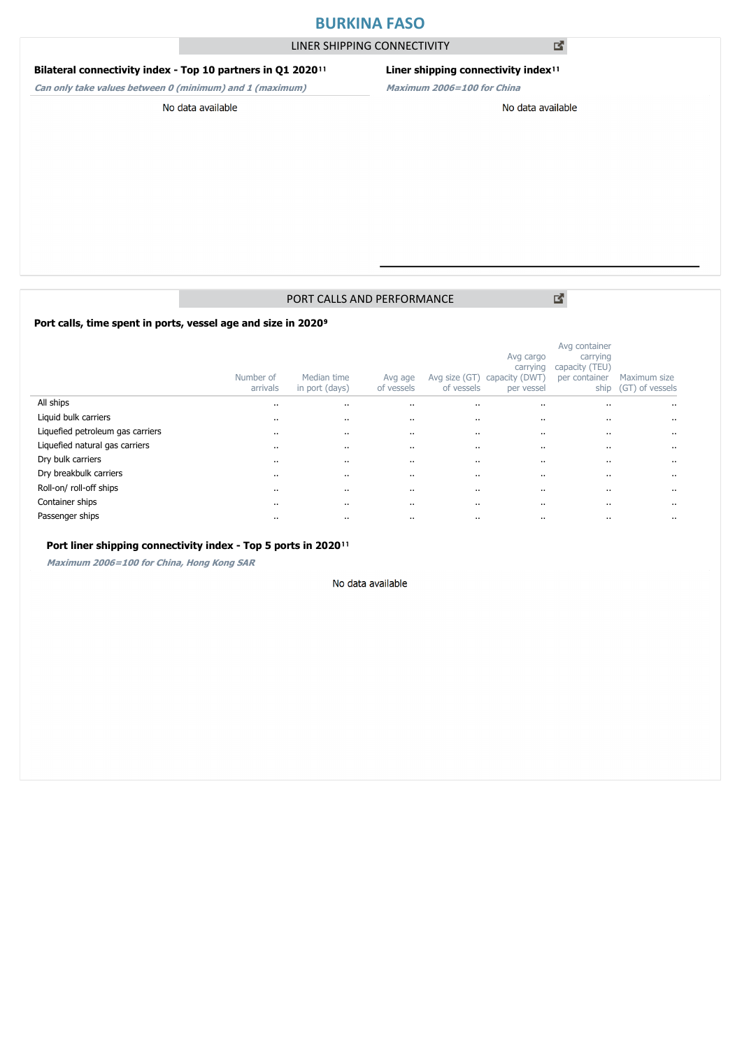# BURKINA FASO

## LINER SHIPPING CONNECTIVITY

**Bilateral connectivity index - Top 10 partners in Q1 2020**[11]

*Can only take values between 0 (minimum) and 1 (maximum)*

No data available

**Liner shipping connectivity index**[11]

*Maximum 2006=100 for China*

No data available

## PORT CALLS AND PERFORMANCE

**Port calls, time spent in ports, vessel age and size in 2020**[9]

| | Number of arrivals | Median time in port (days) | Avg age of vessels | Avg size (GT) of vessels | Avg cargo carrying capacity (DWT) per vessel | Avg container carrying capacity (TEU) per container ship | Maximum size (GT) of vessels |
|---|---|---|---|---|---|---|---|
| All ships | .. | .. | .. | .. | .. | .. | .. |
| Liquid bulk carriers | .. | .. | .. | .. | .. | .. | .. |
| Liquefied petroleum gas carriers | .. | .. | .. | .. | .. | .. | .. |
| Liquefied natural gas carriers | .. | .. | .. | .. | .. | .. | .. |
| Dry bulk carriers | .. | .. | .. | .. | .. | .. | .. |
| Dry breakbulk carriers | .. | .. | .. | .. | .. | .. | .. |
| Roll-on/ roll-off ships | .. | .. | .. | .. | .. | .. | .. |
| Container ships | .. | .. | .. | .. | .. | .. | .. |
| Passenger ships | .. | .. | .. | .. | .. | .. | .. |

**Port liner shipping connectivity index - Top 5 ports in 2020**[11]

*Maximum 2006=100 for China, Hong Kong SAR*

No data available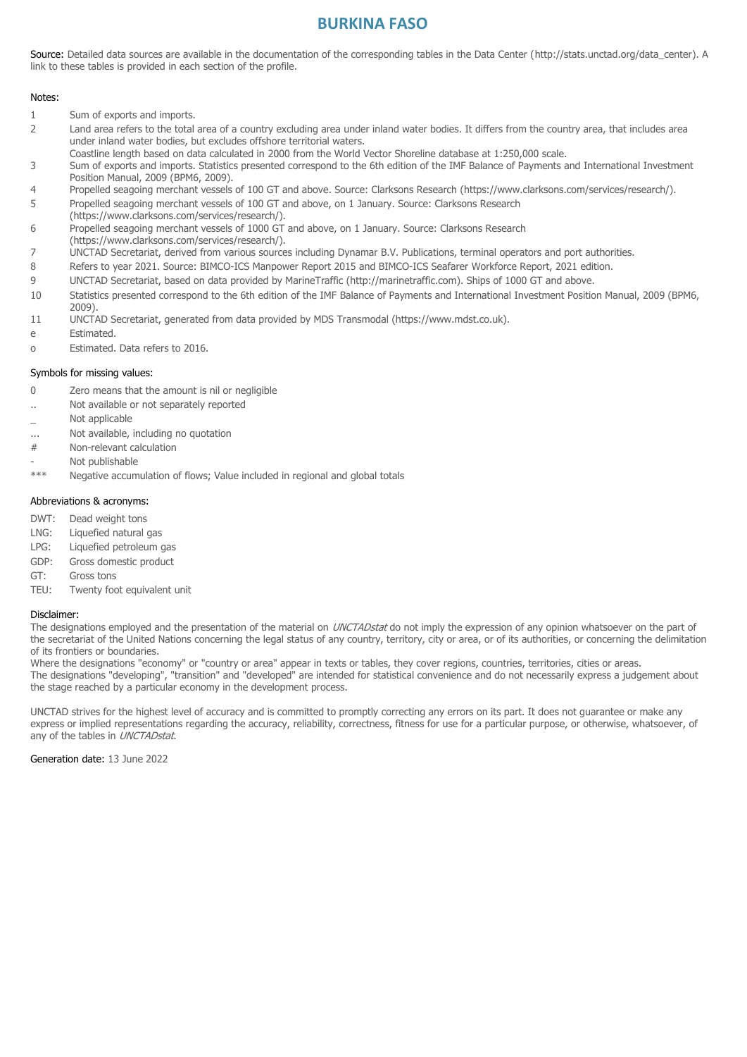# BURKINA FASO

**Source:** Detailed data sources are available in the documentation of the corresponding tables in the Data Center (http://stats.unctad.org/data_center). A link to these tables is provided in each section of the profile.

Notes:

| | |
|---|---|
| 1 | Sum of exports and imports. |
| 2 | Land area refers to the total area of a country excluding area under inland water bodies. It differs from the country area, that includes area under inland water bodies, but excludes offshore territorial waters. Coastline length based on data calculated in 2000 from the World Vector Shoreline database at 1:250,000 scale. |
| 3 | Sum of exports and imports. Statistics presented correspond to the 6th edition of the IMF Balance of Payments and International Investment Position Manual, 2009 (BPM6, 2009). |
| 4 | Propelled seagoing merchant vessels of 100 GT and above. Source: Clarksons Research (https://www.clarksons.com/services/research/). |
| 5 | Propelled seagoing merchant vessels of 100 GT and above, on 1 January. Source: Clarksons Research (https://www.clarksons.com/services/research/). |
| 6 | Propelled seagoing merchant vessels of 1000 GT and above, on 1 January. Source: Clarksons Research (https://www.clarksons.com/services/research/). |
| 7 | UNCTAD Secretariat, derived from various sources including Dynamar B.V. Publications, terminal operators and port authorities. |
| 8 | Refers to year 2021. Source: BIMCO-ICS Manpower Report 2015 and BIMCO-ICS Seafarer Workforce Report, 2021 edition. |
| 9 | UNCTAD Secretariat, based on data provided by MarineTraffic (http://marinetraffic.com). Ships of 1000 GT and above. |
| 10 | Statistics presented correspond to the 6th edition of the IMF Balance of Payments and International Investment Position Manual, 2009 (BPM6, 2009). |
| 11 | UNCTAD Secretariat, generated from data provided by MDS Transmodal (https://www.mdst.co.uk). |
| e | Estimated. |
| o | Estimated. Data refers to 2016. |

Symbols for missing values:

| | |
|---|---|
| 0 | Zero means that the amount is nil or negligible |
| .. | Not available or not separately reported |
| _ | Not applicable |
| ... | Not available, including no quotation |
| # | Non-relevant calculation |
| - | Not publishable |
| *** | Negative accumulation of flows; Value included in regional and global totals |

Abbreviations & acronyms:

| | |
|---|---|
| DWT: | Dead weight tons |
| LNG: | Liquefied natural gas |
| LPG: | Liquefied petroleum gas |
| GDP: | Gross domestic product |
| GT: | Gross tons |
| TEU: | Twenty foot equivalent unit |

Disclaimer:

The designations employed and the presentation of the material on *UNCTADstat* do not imply the expression of any opinion whatsoever on the part of the secretariat of the United Nations concerning the legal status of any country, territory, city or area, or of its authorities, or concerning the delimitation of its frontiers or boundaries.
Where the designations "economy" or "country or area" appear in texts or tables, they cover regions, countries, territories, cities or areas.
The designations "developing", "transition" and "developed" are intended for statistical convenience and do not necessarily express a judgement about the stage reached by a particular economy in the development process.

UNCTAD strives for the highest level of accuracy and is committed to promptly correcting any errors on its part. It does not guarantee or make any express or implied representations regarding the accuracy, reliability, correctness, fitness for use for a particular purpose, or otherwise, whatsoever, of any of the tables in *UNCTADstat*.

Generation date: 13 June 2022